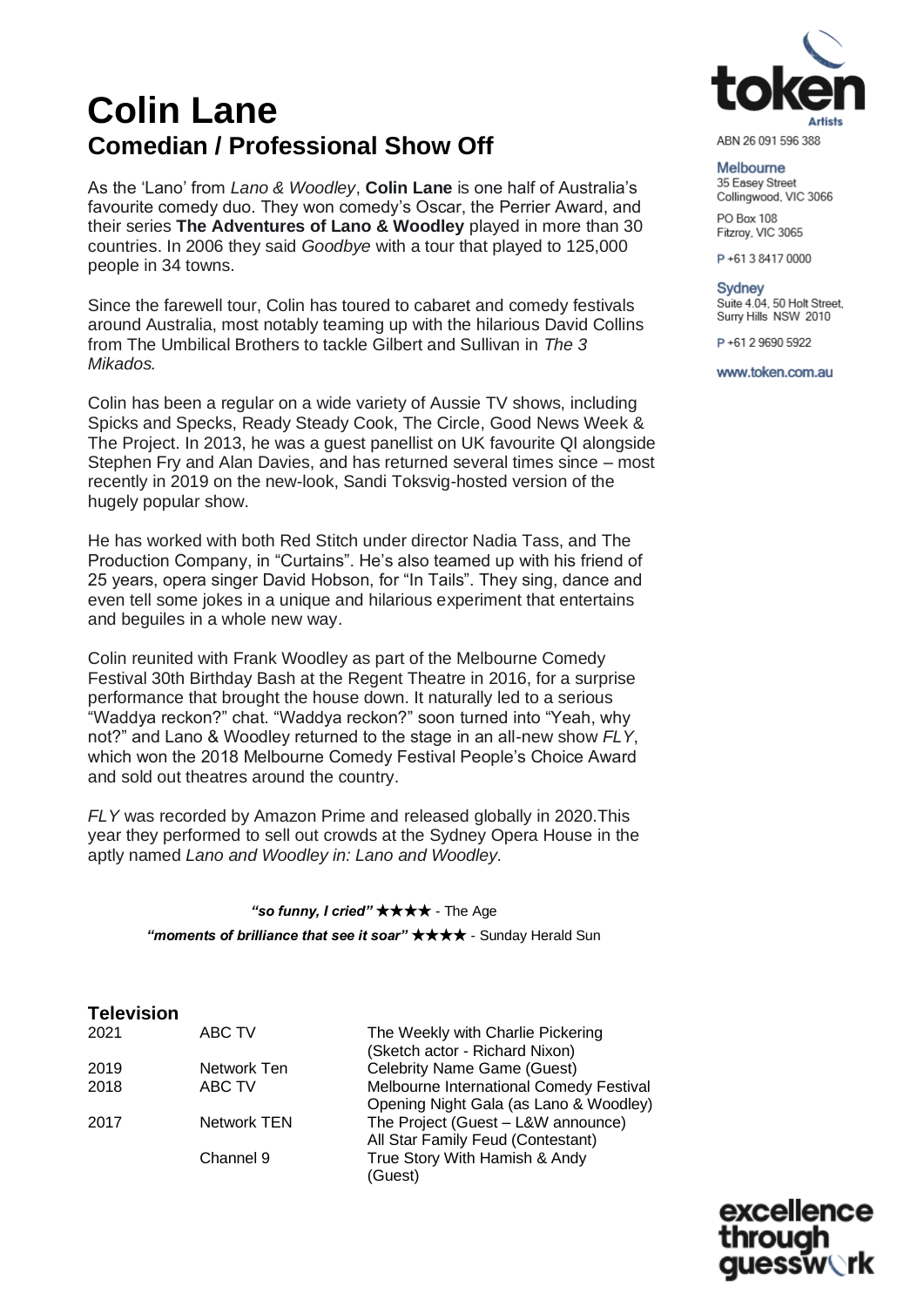# Colin Lane
## Comedian / Professional Show Off

ABN 26 091 596 388

**Melbourne**
35 Easey Street
Collingwood, VIC 3066

PO Box 108
Fitzroy, VIC 3065

P +61 3 8417 0000

**Sydney**
Suite 4.04, 50 Holt Street,
Surry Hills NSW 2010

P +61 2 9690 5922

www.token.com.au

As the 'Lano' from *Lano & Woodley*, **Colin Lane** is one half of Australia's favourite comedy duo. They won comedy's Oscar, the Perrier Award, and their series **The Adventures of Lano & Woodley** played in more than 30 countries. In 2006 they said *Goodbye* with a tour that played to 125,000 people in 34 towns.

Since the farewell tour, Colin has toured to cabaret and comedy festivals around Australia, most notably teaming up with the hilarious David Collins from The Umbilical Brothers to tackle Gilbert and Sullivan in *The 3 Mikados.*

Colin has been a regular on a wide variety of Aussie TV shows, including Spicks and Specks, Ready Steady Cook, The Circle, Good News Week & The Project. In 2013, he was a guest panellist on UK favourite QI alongside Stephen Fry and Alan Davies, and has returned several times since – most recently in 2019 on the new-look, Sandi Toksvig-hosted version of the hugely popular show.

He has worked with both Red Stitch under director Nadia Tass, and The Production Company, in "Curtains". He's also teamed up with his friend of 25 years, opera singer David Hobson, for "In Tails". They sing, dance and even tell some jokes in a unique and hilarious experiment that entertains and beguiles in a whole new way.

Colin reunited with Frank Woodley as part of the Melbourne Comedy Festival 30th Birthday Bash at the Regent Theatre in 2016, for a surprise performance that brought the house down. It naturally led to a serious "Waddya reckon?" chat. "Waddya reckon?" soon turned into "Yeah, why not?" and Lano & Woodley returned to the stage in an all-new show *FLY*, which won the 2018 Melbourne Comedy Festival People's Choice Award and sold out theatres around the country.

*FLY* was recorded by Amazon Prime and released globally in 2020.This year they performed to sell out crowds at the Sydney Opera House in the aptly named *Lano and Woodley in: Lano and Woodley.*

***"so funny, I cried"*** ★★★★ - The Age

***"moments of brilliance that see it soar"*** ★★★★ - Sunday Herald Sun

### Television

| | | |
|---|---|---|
| 2021 | ABC TV | The Weekly with Charlie Pickering (Sketch actor - Richard Nixon) |
| 2019 | Network Ten | Celebrity Name Game (Guest) |
| 2018 | ABC TV | Melbourne International Comedy Festival Opening Night Gala (as Lano & Woodley) |
| 2017 | Network TEN | The Project (Guest – L&W announce) |
| | | All Star Family Feud (Contestant) |
| | Channel 9 | True Story With Hamish & Andy (Guest) |

excellence through guesswork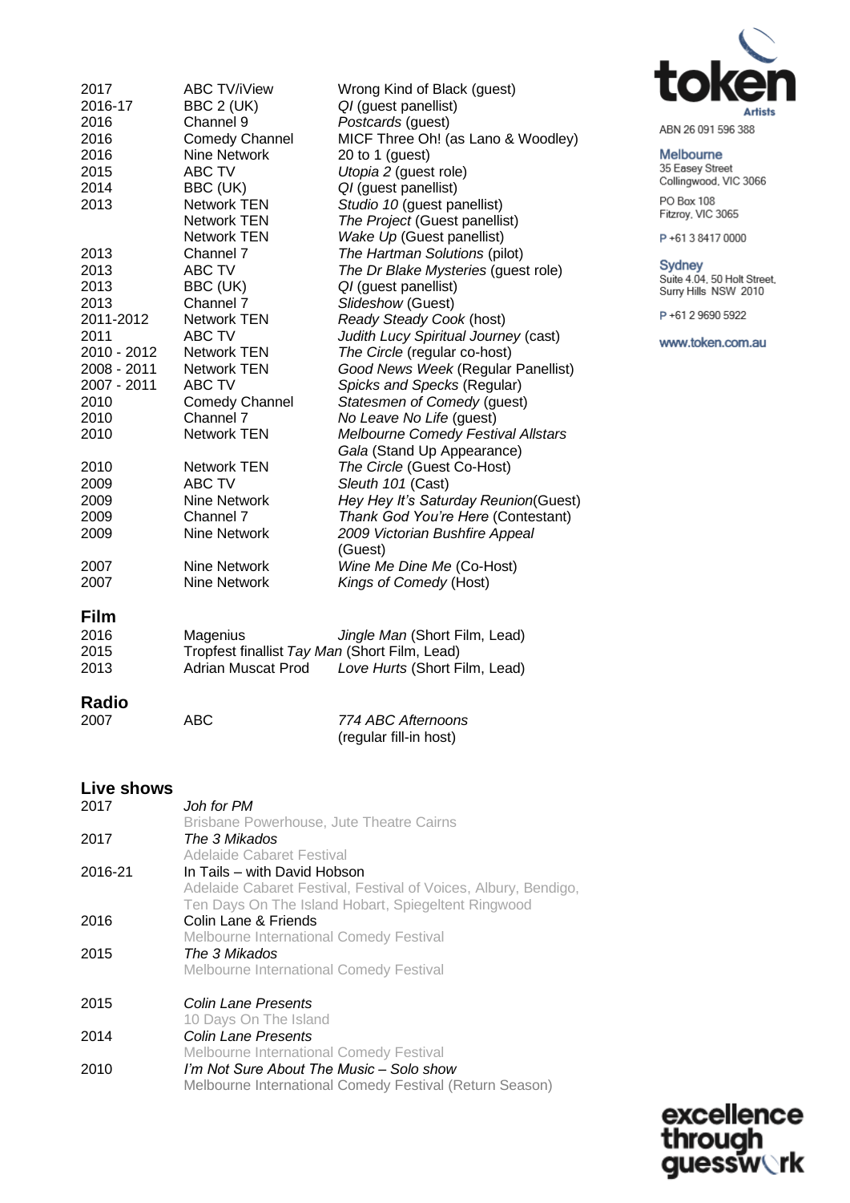| | | |
|---|---|---|
| 2017 | ABC TV/iView | Wrong Kind of Black (guest) |
| 2016-17 | BBC 2 (UK) | *QI* (guest panellist) |
| 2016 | Channel 9 | *Postcards* (guest) |
| 2016 | Comedy Channel | MICF Three Oh! (as Lano & Woodley) |
| 2016 | Nine Network | 20 to 1 (guest) |
| 2015 | ABC TV | *Utopia 2* (guest role) |
| 2014 | BBC (UK) | *QI* (guest panellist) |
| 2013 | Network TEN | *Studio 10* (guest panellist) |
| | Network TEN | *The Project* (Guest panellist) |
| | Network TEN | *Wake Up* (Guest panellist) |
| 2013 | Channel 7 | *The Hartman Solutions* (pilot) |
| 2013 | ABC TV | *The Dr Blake Mysteries* (guest role) |
| 2013 | BBC (UK) | *QI* (guest panellist) |
| 2013 | Channel 7 | *Slideshow* (Guest) |
| 2011-2012 | Network TEN | *Ready Steady Cook* (host) |
| 2011 | ABC TV | *Judith Lucy Spiritual Journey* (cast) |
| 2010 - 2012 | Network TEN | *The Circle* (regular co-host) |
| 2008 - 2011 | Network TEN | *Good News Week* (Regular Panellist) |
| 2007 - 2011 | ABC TV | *Spicks and Specks* (Regular) |
| 2010 | Comedy Channel | *Statesmen of Comedy* (guest) |
| 2010 | Channel 7 | *No Leave No Life* (guest) |
| 2010 | Network TEN | *Melbourne Comedy Festival Allstars Gala* (Stand Up Appearance) |
| 2010 | Network TEN | *The Circle* (Guest Co-Host) |
| 2009 | ABC TV | *Sleuth 101* (Cast) |
| 2009 | Nine Network | *Hey Hey It's Saturday Reunion*(Guest) |
| 2009 | Channel 7 | *Thank God You're Here* (Contestant) |
| 2009 | Nine Network | *2009 Victorian Bushfire Appeal* (Guest) |
| 2007 | Nine Network | *Wine Me Dine Me* (Co-Host) |
| 2007 | Nine Network | *Kings of Comedy* (Host) |

## Film

| | | |
|---|---|---|
| 2016 | Magenius | *Jingle Man* (Short Film, Lead) |
| 2015 | Tropfest finalist *Tay Man* (Short Film, Lead) | |
| 2013 | Adrian Muscat Prod | *Love Hurts* (Short Film, Lead) |

## Radio

| | | |
|---|---|---|
| 2007 | ABC | *774 ABC Afternoons* (regular fill-in host) |

## Live shows

| | |
|---|---|
| 2017 | *Joh for PM*<br>Brisbane Powerhouse, Jute Theatre Cairns |
| 2017 | *The 3 Mikados*<br>Adelaide Cabaret Festival |
| 2016-21 | In Tails – with David Hobson<br>Adelaide Cabaret Festival, Festival of Voices, Albury, Bendigo, Ten Days On The Island Hobart, Spiegeltent Ringwood |
| 2016 | Colin Lane & Friends<br>Melbourne International Comedy Festival |
| 2015 | *The 3 Mikados*<br>Melbourne International Comedy Festival |
| 2015 | *Colin Lane Presents*<br>10 Days On The Island |
| 2014 | *Colin Lane Presents*<br>Melbourne International Comedy Festival |
| 2010 | *I'm Not Sure About The Music – Solo show*<br>Melbourne International Comedy Festival (Return Season) |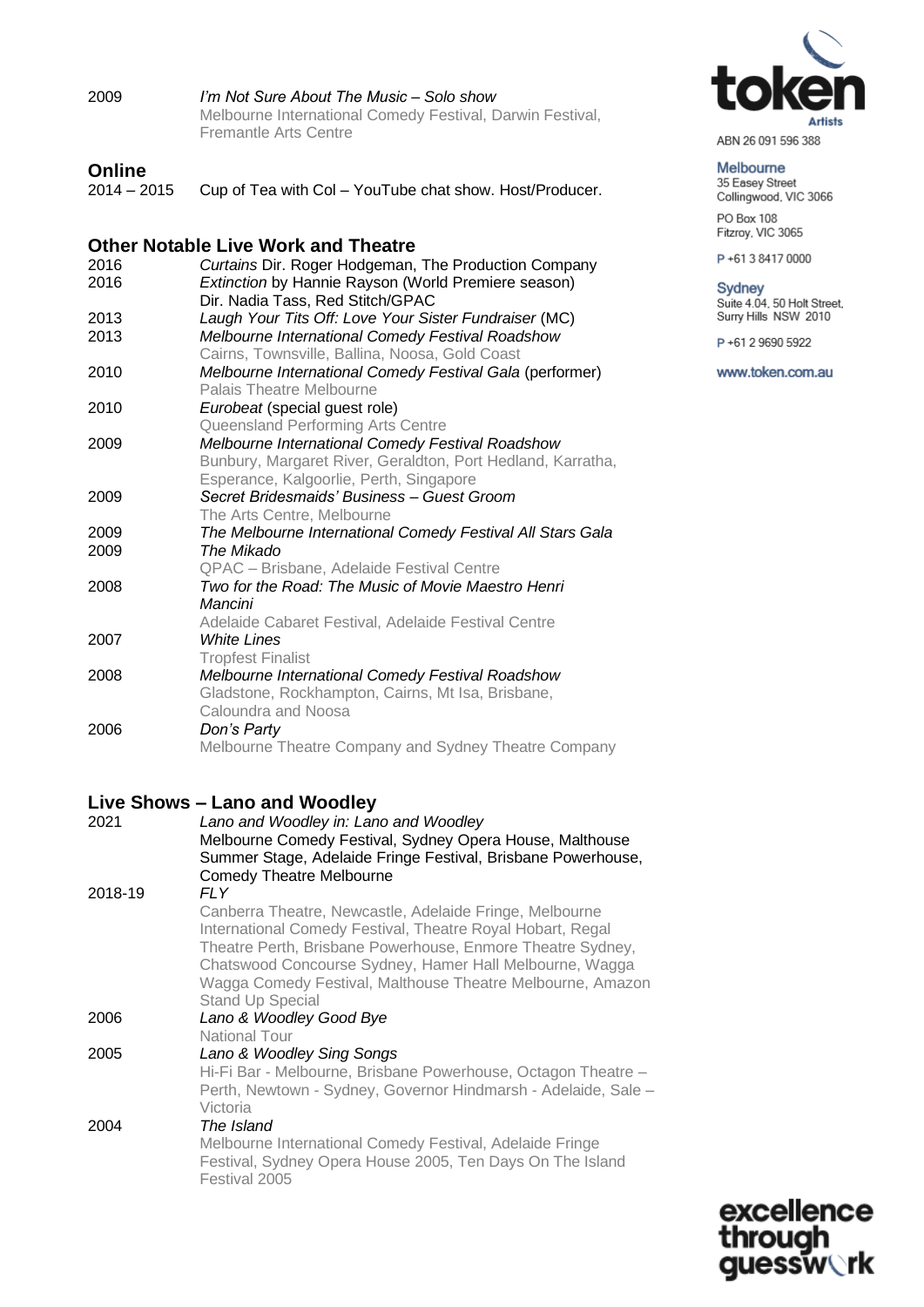2009 *I'm Not Sure About The Music – Solo show*
Melbourne International Comedy Festival, Darwin Festival, Fremantle Arts Centre

## Online

2014 – 2015 Cup of Tea with Col – YouTube chat show. Host/Producer.

## Other Notable Live Work and Theatre

2016 *Curtains* Dir. Roger Hodgeman, The Production Company

2016 *Extinction* by Hannie Rayson (World Premiere season)
Dir. Nadia Tass, Red Stitch/GPAC

2013 *Laugh Your Tits Off: Love Your Sister Fundraiser* (MC)

2013 *Melbourne International Comedy Festival Roadshow*
Cairns, Townsville, Ballina, Noosa, Gold Coast

2010 *Melbourne International Comedy Festival Gala* (performer)
Palais Theatre Melbourne

2010 *Eurobeat* (special guest role)
Queensland Performing Arts Centre

2009 *Melbourne International Comedy Festival Roadshow*
Bunbury, Margaret River, Geraldton, Port Hedland, Karratha, Esperance, Kalgoorlie, Perth, Singapore

2009 *Secret Bridesmaids' Business – Guest Groom*
The Arts Centre, Melbourne

2009 *The Melbourne International Comedy Festival All Stars Gala*

2009 *The Mikado*
QPAC – Brisbane, Adelaide Festival Centre

2008 *Two for the Road: The Music of Movie Maestro Henri Mancini*
Adelaide Cabaret Festival, Adelaide Festival Centre

2007 *White Lines*
Tropfest Finalist

2008 *Melbourne International Comedy Festival Roadshow*
Gladstone, Rockhampton, Cairns, Mt Isa, Brisbane, Caloundra and Noosa

2006 *Don's Party*
Melbourne Theatre Company and Sydney Theatre Company

## Live Shows – Lano and Woodley

2021 *Lano and Woodley in: Lano and Woodley*
Melbourne Comedy Festival, Sydney Opera House, Malthouse Summer Stage, Adelaide Fringe Festival, Brisbane Powerhouse, Comedy Theatre Melbourne

2018-19 *FLY*
Canberra Theatre, Newcastle, Adelaide Fringe, Melbourne International Comedy Festival, Theatre Royal Hobart, Regal Theatre Perth, Brisbane Powerhouse, Enmore Theatre Sydney, Chatswood Concourse Sydney, Hamer Hall Melbourne, Wagga Wagga Comedy Festival, Malthouse Theatre Melbourne, Amazon Stand Up Special

2006 *Lano & Woodley Good Bye*
National Tour

2005 *Lano & Woodley Sing Songs*
Hi-Fi Bar - Melbourne, Brisbane Powerhouse, Octagon Theatre – Perth, Newtown - Sydney, Governor Hindmarsh - Adelaide, Sale – Victoria

2004 *The Island*
Melbourne International Comedy Festival, Adelaide Fringe Festival, Sydney Opera House 2005, Ten Days On The Island Festival 2005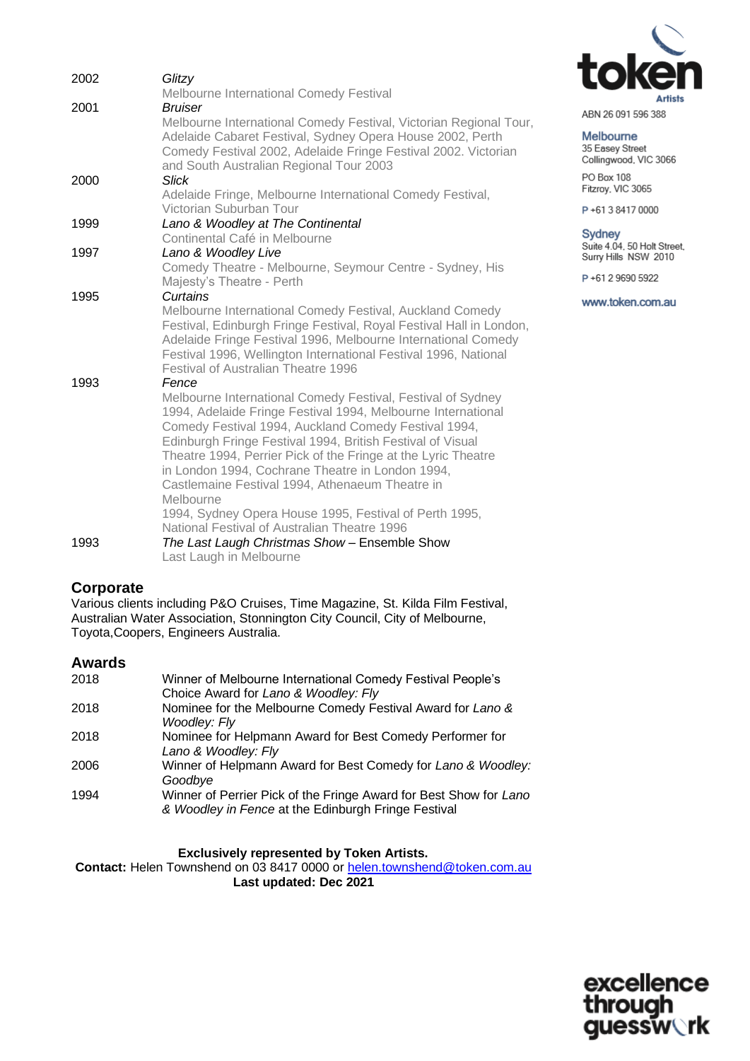| | | |
|---|---|---|
| 2002 | *Glitzy* Melbourne International Comedy Festival | |
| 2001 | *Bruiser* Melbourne International Comedy Festival, Victorian Regional Tour, Adelaide Cabaret Festival, Sydney Opera House 2002, Perth Comedy Festival 2002, Adelaide Fringe Festival 2002. Victorian and South Australian Regional Tour 2003 | |
| 2000 | *Slick* Adelaide Fringe, Melbourne International Comedy Festival, Victorian Suburban Tour | |
| 1999 | *Lano & Woodley at The Continental* Continental Café in Melbourne | |
| 1997 | *Lano & Woodley Live* Comedy Theatre - Melbourne, Seymour Centre - Sydney, His Majesty's Theatre - Perth | |
| 1995 | *Curtains* Melbourne International Comedy Festival, Auckland Comedy Festival, Edinburgh Fringe Festival, Royal Festival Hall in London, Adelaide Fringe Festival 1996, Melbourne International Comedy Festival 1996, Wellington International Festival 1996, National Festival of Australian Theatre 1996 | |
| 1993 | *Fence* Melbourne International Comedy Festival, Festival of Sydney 1994, Adelaide Fringe Festival 1994, Melbourne International Comedy Festival 1994, Auckland Comedy Festival 1994, Edinburgh Fringe Festival 1994, British Festival of Visual Theatre 1994, Perrier Pick of the Fringe at the Lyric Theatre in London 1994, Cochrane Theatre in London 1994, Castlemaine Festival 1994, Athenaeum Theatre in Melbourne 1994, Sydney Opera House 1995, Festival of Perth 1995, National Festival of Australian Theatre 1996 | |
| 1993 | *The Last Laugh Christmas Show* – Ensemble Show Last Laugh in Melbourne | |

ABN 26 091 596 388

**Melbourne**
35 Easey Street
Collingwood, VIC 3066

PO Box 108
Fitzroy, VIC 3065

P +61 3 8417 0000

**Sydney**
Suite 4.04, 50 Holt Street,
Surry Hills NSW 2010

P +61 2 9690 5922

www.token.com.au

## Corporate

Various clients including P&O Cruises, Time Magazine, St. Kilda Film Festival, Australian Water Association, Stonnington City Council, City of Melbourne, Toyota,Coopers, Engineers Australia.

## Awards

| | |
|---|---|
| 2018 | Winner of Melbourne International Comedy Festival People's Choice Award for *Lano & Woodley: Fly* |
| 2018 | Nominee for the Melbourne Comedy Festival Award for *Lano & Woodley: Fly* |
| 2018 | Nominee for Helpmann Award for Best Comedy Performer for *Lano & Woodley: Fly* |
| 2006 | Winner of Helpmann Award for Best Comedy for *Lano & Woodley: Goodbye* |
| 1994 | Winner of Perrier Pick of the Fringe Award for Best Show for *Lano & Woodley in Fence* at the Edinburgh Fringe Festival |

**Exclusively represented by Token Artists.**
**Contact:** Helen Townshend on 03 8417 0000 or helen.townshend@token.com.au
**Last updated: Dec 2021**

excellence through guesswork